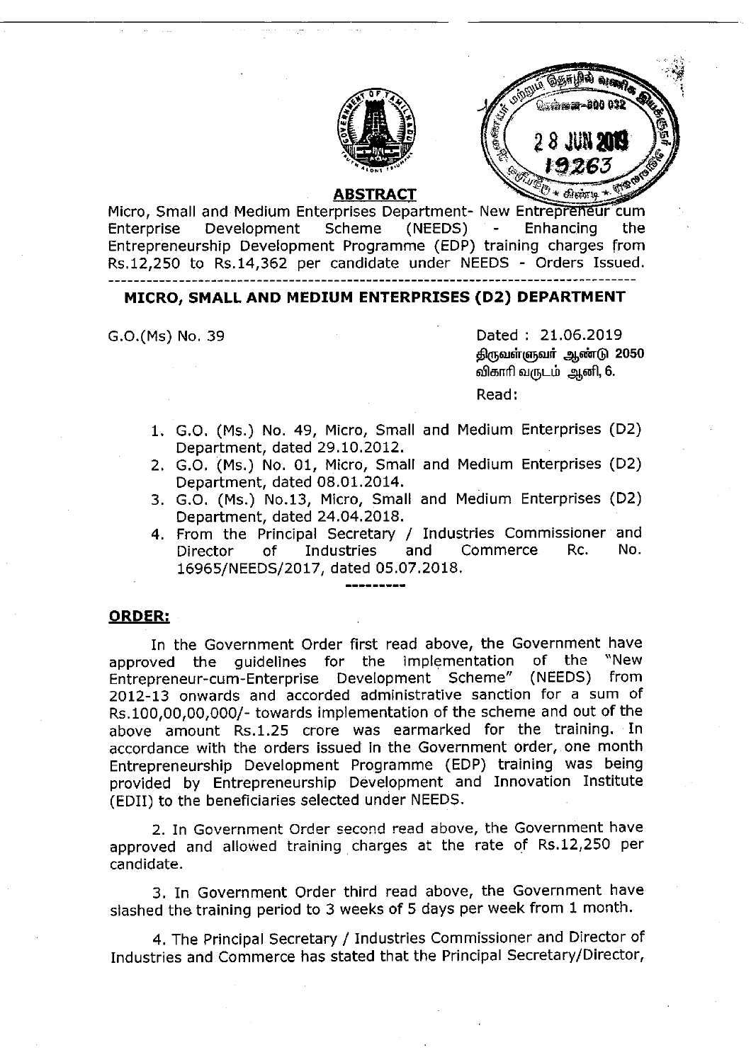## ABSTRACT

Micro, Small and Medium Enterprises Department- New Entrepreneur cum Enterprise Development Scheme (NEEDS) - Enhancing the Entrepreneurship Development Programme (EDP) training charges from Rs.12,250 to Rs.14,362 per candidate under NEEDS - Orders Issued.

---

### MICRO, SMALL AND MEDIUM ENTERPRISES (D2) DEPARTMENT

G.O.(Ms) No. 39

Dated : 21.06.2019
திருவள்ளுவர் ஆண்டு 2050
விகாரி வருடம் ஆனி, 6.

Read:

1. G.O. (Ms.) No. 49, Micro, Small and Medium Enterprises (D2) Department, dated 29.10.2012.
2. G.O. (Ms.) No. 01, Micro, Small and Medium Enterprises (D2) Department, dated 08.01.2014.
3. G.O. (Ms.) No.13, Micro, Small and Medium Enterprises (D2) Department, dated 24.04.2018.
4. From the Principal Secretary / Industries Commissioner and Director of Industries and Commerce Rc. No. 16965/NEEDS/2017, dated 05.07.2018.

---------

**ORDER:**

In the Government Order first read above, the Government have approved the guidelines for the implementation of the "New Entrepreneur-cum-Enterprise Development Scheme" (NEEDS) from 2012-13 onwards and accorded administrative sanction for a sum of Rs.100,00,00,000/- towards implementation of the scheme and out of the above amount Rs.1.25 crore was earmarked for the training. In accordance with the orders issued in the Government order, one month Entrepreneurship Development Programme (EDP) training was being provided by Entrepreneurship Development and Innovation Institute (EDII) to the beneficiaries selected under NEEDS.

2. In Government Order second read above, the Government have approved and allowed training charges at the rate of Rs.12,250 per candidate.

3. In Government Order third read above, the Government have slashed the training period to 3 weeks of 5 days per week from 1 month.

4. The Principal Secretary / Industries Commissioner and Director of Industries and Commerce has stated that the Principal Secretary/Director,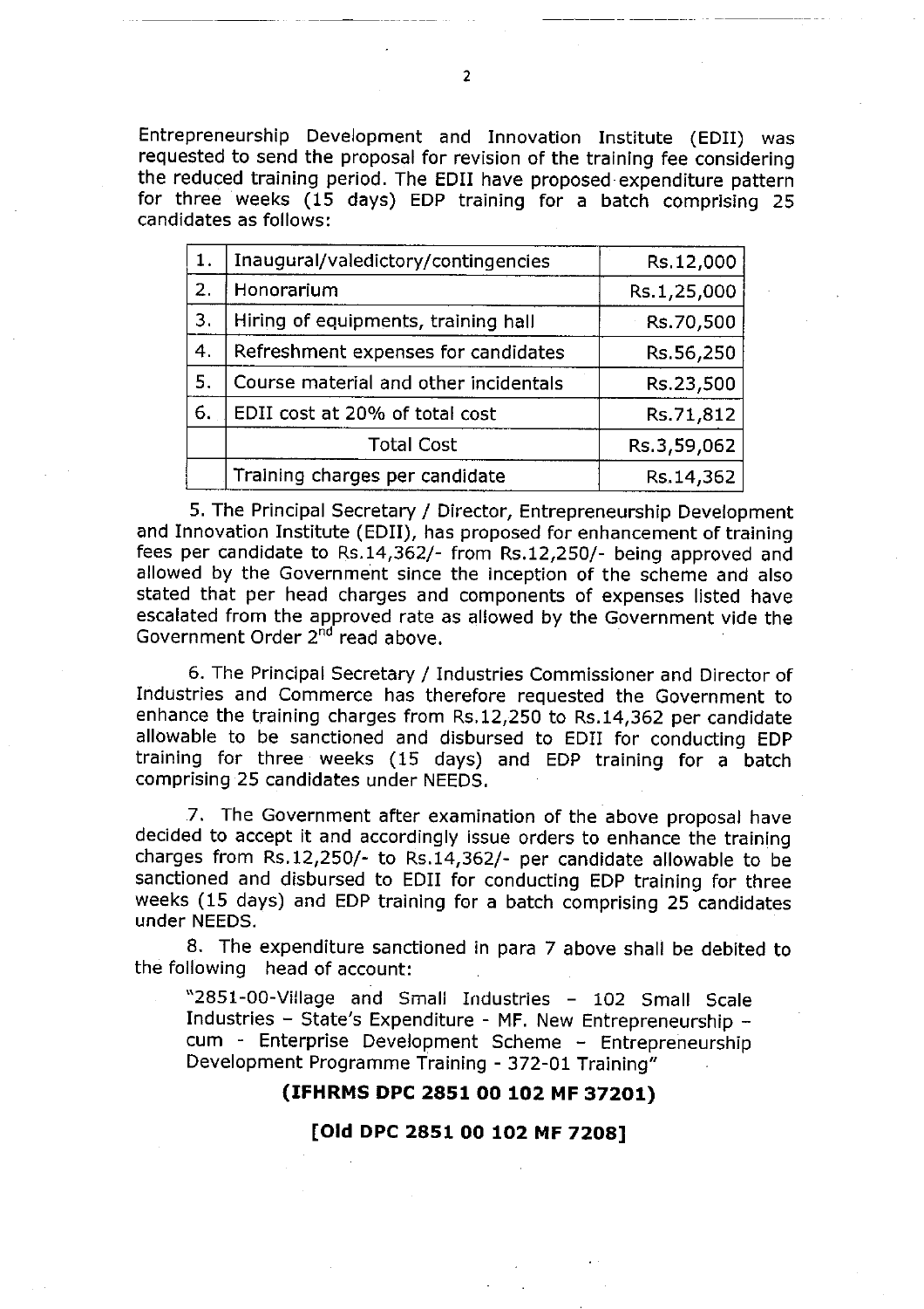Entrepreneurship Development and Innovation Institute (EDII) was requested to send the proposal for revision of the training fee considering the reduced training period. The EDII have proposed expenditure pattern for three weeks (15 days) EDP training for a batch comprising 25 candidates as follows:

| | | |
|---|---|---|
| 1. | Inaugural/valedictory/contingencies | Rs.12,000 |
| 2. | Honorarium | Rs.1,25,000 |
| 3. | Hiring of equipments, training hall | Rs.70,500 |
| 4. | Refreshment expenses for candidates | Rs.56,250 |
| 5. | Course material and other incidentals | Rs.23,500 |
| 6. | EDII cost at 20% of total cost | Rs.71,812 |
| | Total Cost | Rs.3,59,062 |
| | Training charges per candidate | Rs.14,362 |

5. The Principal Secretary / Director, Entrepreneurship Development and Innovation Institute (EDII), has proposed for enhancement of training fees per candidate to Rs.14,362/- from Rs.12,250/- being approved and allowed by the Government since the inception of the scheme and also stated that per head charges and components of expenses listed have escalated from the approved rate as allowed by the Government vide the Government Order 2nd read above.

6. The Principal Secretary / Industries Commissioner and Director of Industries and Commerce has therefore requested the Government to enhance the training charges from Rs.12,250 to Rs.14,362 per candidate allowable to be sanctioned and disbursed to EDII for conducting EDP training for three weeks (15 days) and EDP training for a batch comprising 25 candidates under NEEDS.

7. The Government after examination of the above proposal have decided to accept it and accordingly issue orders to enhance the training charges from Rs.12,250/- to Rs.14,362/- per candidate allowable to be sanctioned and disbursed to EDII for conducting EDP training for three weeks (15 days) and EDP training for a batch comprising 25 candidates under NEEDS.

8. The expenditure sanctioned in para 7 above shall be debited to the following head of account:

> "2851-00-Village and Small Industries – 102 Small Scale Industries – State's Expenditure - MF. New Entrepreneurship – cum - Enterprise Development Scheme – Entrepreneurship Development Programme Training - 372-01 Training"

**(IFHRMS DPC 2851 00 102 MF 37201)**

**[Old DPC 2851 00 102 MF 7208]**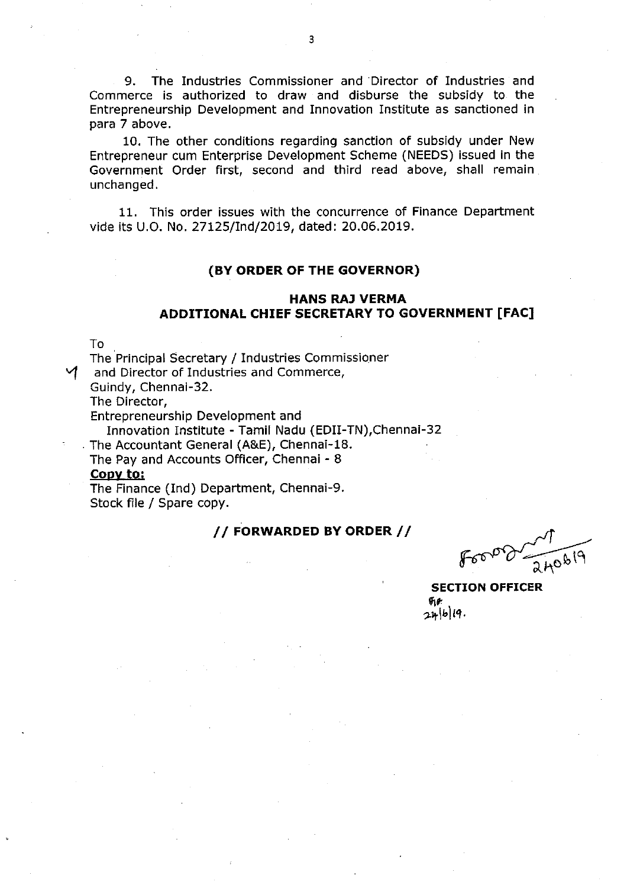9. The Industries Commissioner and Director of Industries and Commerce is authorized to draw and disburse the subsidy to the Entrepreneurship Development and Innovation Institute as sanctioned in para 7 above.

10. The other conditions regarding sanction of subsidy under New Entrepreneur cum Enterprise Development Scheme (NEEDS) issued in the Government Order first, second and third read above, shall remain unchanged.

11. This order issues with the concurrence of Finance Department vide its U.O. No. 27125/Ind/2019, dated: 20.06.2019.

**(BY ORDER OF THE GOVERNOR)**

**HANS RAJ VERMA**
**ADDITIONAL CHIEF SECRETARY TO GOVERNMENT [FAC]**

To
The Principal Secretary / Industries Commissioner and Director of Industries and Commerce,
Guindy, Chennai-32.
The Director,
Entrepreneurship Development and Innovation Institute - Tamil Nadu (EDII-TN), Chennai-32
The Accountant General (A&E), Chennai-18.
The Pay and Accounts Officer, Chennai - 8

**Copy to:**
The Finance (Ind) Department, Chennai-9.
Stock file / Spare copy.

**// FORWARDED BY ORDER //**

24.06.19

**SECTION OFFICER**
24/6/19.